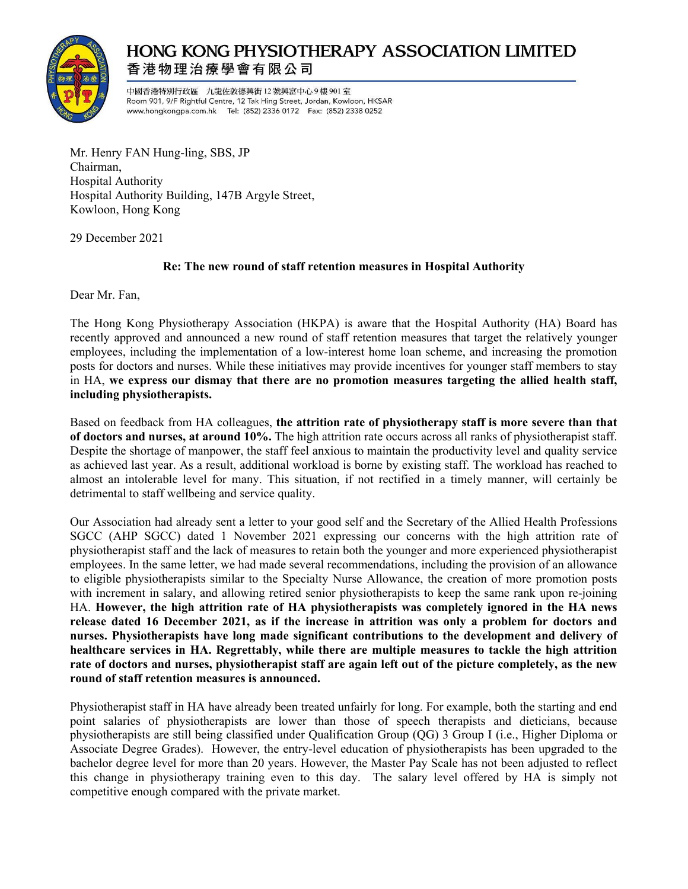# HONG KONG PHYSIOTHERAPY ASSOCIATION LIMITED

香港物理治療學會有限公司

中國香港特別行政區 九龍佐敦德興街 12 號興富中心 9 樓 901 室
Room 901, 9/F Rightful Centre, 12 Tak Hing Street, Jordan, Kowloon, HKSAR
www.hongkongpa.com.hk Tel: (852) 2336 0172 Fax: (852) 2338 0252

Mr. Henry FAN Hung-ling, SBS, JP
Chairman,
Hospital Authority
Hospital Authority Building, 147B Argyle Street,
Kowloon, Hong Kong

29 December 2021

**Re: The new round of staff retention measures in Hospital Authority**

Dear Mr. Fan,

The Hong Kong Physiotherapy Association (HKPA) is aware that the Hospital Authority (HA) Board has recently approved and announced a new round of staff retention measures that target the relatively younger employees, including the implementation of a low-interest home loan scheme, and increasing the promotion posts for doctors and nurses. While these initiatives may provide incentives for younger staff members to stay in HA, **we express our dismay that there are no promotion measures targeting the allied health staff, including physiotherapists.**

Based on feedback from HA colleagues, **the attrition rate of physiotherapy staff is more severe than that of doctors and nurses, at around 10%.** The high attrition rate occurs across all ranks of physiotherapist staff. Despite the shortage of manpower, the staff feel anxious to maintain the productivity level and quality service as achieved last year. As a result, additional workload is borne by existing staff. The workload has reached to almost an intolerable level for many. This situation, if not rectified in a timely manner, will certainly be detrimental to staff wellbeing and service quality.

Our Association had already sent a letter to your good self and the Secretary of the Allied Health Professions SGCC (AHP SGCC) dated 1 November 2021 expressing our concerns with the high attrition rate of physiotherapist staff and the lack of measures to retain both the younger and more experienced physiotherapist employees. In the same letter, we had made several recommendations, including the provision of an allowance to eligible physiotherapists similar to the Specialty Nurse Allowance, the creation of more promotion posts with increment in salary, and allowing retired senior physiotherapists to keep the same rank upon re-joining HA. **However, the high attrition rate of HA physiotherapists was completely ignored in the HA news release dated 16 December 2021, as if the increase in attrition was only a problem for doctors and nurses. Physiotherapists have long made significant contributions to the development and delivery of healthcare services in HA. Regrettably, while there are multiple measures to tackle the high attrition rate of doctors and nurses, physiotherapist staff are again left out of the picture completely, as the new round of staff retention measures is announced.**

Physiotherapist staff in HA have already been treated unfairly for long. For example, both the starting and end point salaries of physiotherapists are lower than those of speech therapists and dieticians, because physiotherapists are still being classified under Qualification Group (QG) 3 Group I (i.e., Higher Diploma or Associate Degree Grades). However, the entry-level education of physiotherapists has been upgraded to the bachelor degree level for more than 20 years. However, the Master Pay Scale has not been adjusted to reflect this change in physiotherapy training even to this day. The salary level offered by HA is simply not competitive enough compared with the private market.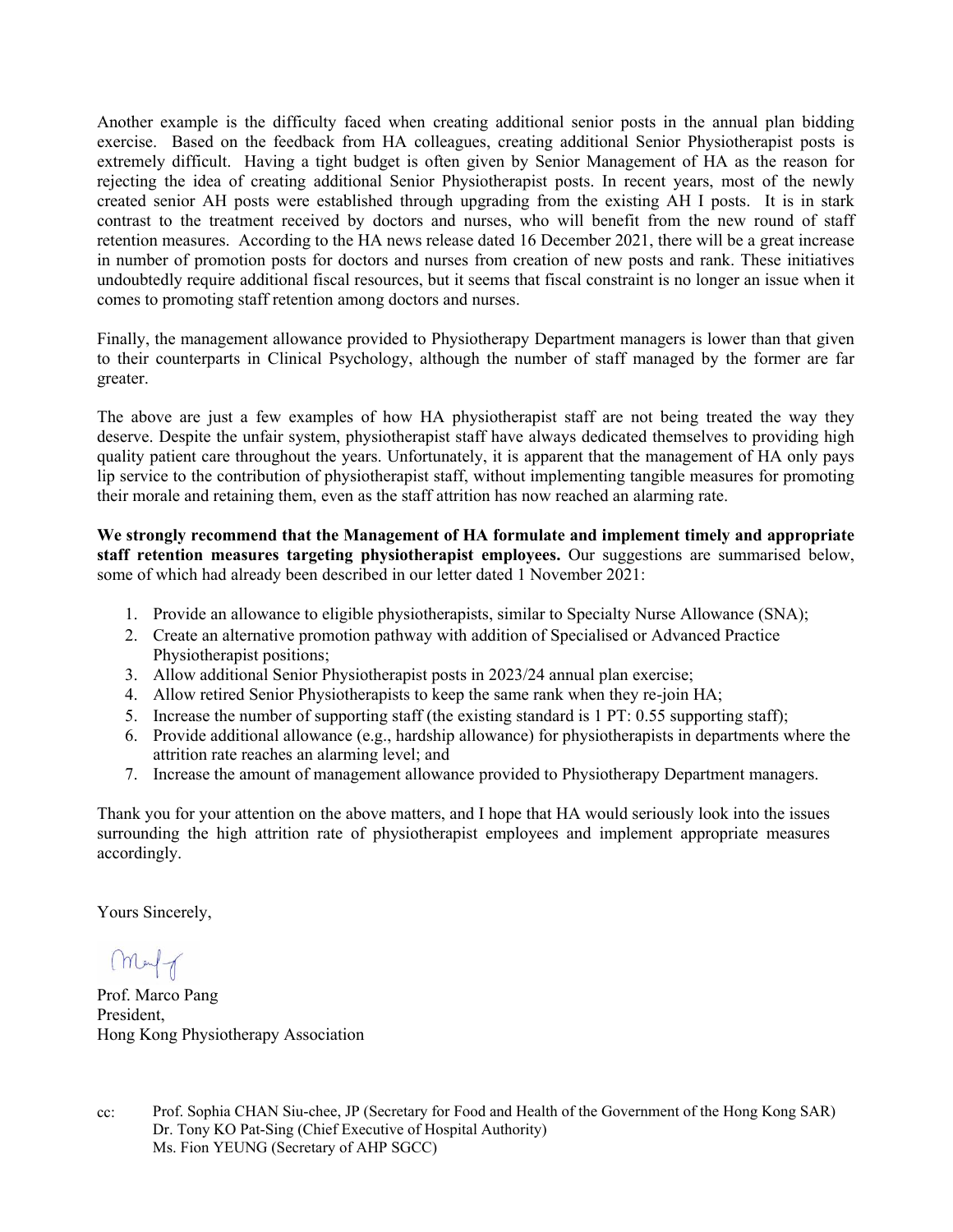Another example is the difficulty faced when creating additional senior posts in the annual plan bidding exercise. Based on the feedback from HA colleagues, creating additional Senior Physiotherapist posts is extremely difficult. Having a tight budget is often given by Senior Management of HA as the reason for rejecting the idea of creating additional Senior Physiotherapist posts. In recent years, most of the newly created senior AH posts were established through upgrading from the existing AH I posts. It is in stark contrast to the treatment received by doctors and nurses, who will benefit from the new round of staff retention measures. According to the HA news release dated 16 December 2021, there will be a great increase in number of promotion posts for doctors and nurses from creation of new posts and rank. These initiatives undoubtedly require additional fiscal resources, but it seems that fiscal constraint is no longer an issue when it comes to promoting staff retention among doctors and nurses.

Finally, the management allowance provided to Physiotherapy Department managers is lower than that given to their counterparts in Clinical Psychology, although the number of staff managed by the former are far greater.

The above are just a few examples of how HA physiotherapist staff are not being treated the way they deserve. Despite the unfair system, physiotherapist staff have always dedicated themselves to providing high quality patient care throughout the years. Unfortunately, it is apparent that the management of HA only pays lip service to the contribution of physiotherapist staff, without implementing tangible measures for promoting their morale and retaining them, even as the staff attrition has now reached an alarming rate.

**We strongly recommend that the Management of HA formulate and implement timely and appropriate staff retention measures targeting physiotherapist employees.** Our suggestions are summarised below, some of which had already been described in our letter dated 1 November 2021:

1. Provide an allowance to eligible physiotherapists, similar to Specialty Nurse Allowance (SNA);
2. Create an alternative promotion pathway with addition of Specialised or Advanced Practice Physiotherapist positions;
3. Allow additional Senior Physiotherapist posts in 2023/24 annual plan exercise;
4. Allow retired Senior Physiotherapists to keep the same rank when they re-join HA;
5. Increase the number of supporting staff (the existing standard is 1 PT: 0.55 supporting staff);
6. Provide additional allowance (e.g., hardship allowance) for physiotherapists in departments where the attrition rate reaches an alarming level; and
7. Increase the amount of management allowance provided to Physiotherapy Department managers.

Thank you for your attention on the above matters, and I hope that HA would seriously look into the issues surrounding the high attrition rate of physiotherapist employees and implement appropriate measures accordingly.

Yours Sincerely,

Prof. Marco Pang
President,
Hong Kong Physiotherapy Association

cc: Prof. Sophia CHAN Siu-chee, JP (Secretary for Food and Health of the Government of the Hong Kong SAR)
Dr. Tony KO Pat-Sing (Chief Executive of Hospital Authority)
Ms. Fion YEUNG (Secretary of AHP SGCC)